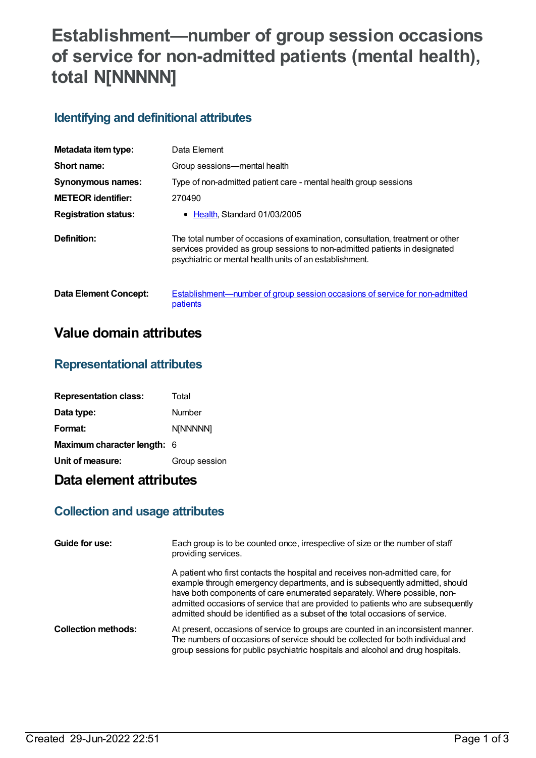# Establishment—number of group session occasions of service for non-admitted patients (mental health), total N[NNNNN]

## Identifying and definitional attributes

| | |
|---|---|
| **Metadata item type:** | Data Element |
| **Short name:** | Group sessions—mental health |
| **Synonymous names:** | Type of non-admitted patient care - mental health group sessions |
| **METEOR identifier:** | 270490 |
| **Registration status:** | • Health, Standard 01/03/2005 |
| **Definition:** | The total number of occasions of examination, consultation, treatment or other services provided as group sessions to non-admitted patients in designated psychiatric or mental health units of an establishment. |
| **Data Element Concept:** | Establishment—number of group session occasions of service for non-admitted patients |

# Value domain attributes

## Representational attributes

| | |
|---|---|
| **Representation class:** | Total |
| **Data type:** | Number |
| **Format:** | N[NNNNN] |
| **Maximum character length:** | 6 |
| **Unit of measure:** | Group session |

# Data element attributes

## Collection and usage attributes

**Guide for use:**

Each group is to be counted once, irrespective of size or the number of staff providing services.

A patient who first contacts the hospital and receives non-admitted care, for example through emergency departments, and is subsequently admitted, should have both components of care enumerated separately. Where possible, non-admitted occasions of service that are provided to patients who are subsequently admitted should be identified as a subset of the total occasions of service.

**Collection methods:**

At present, occasions of service to groups are counted in an inconsistent manner. The numbers of occasions of service should be collected for both individual and group sessions for public psychiatric hospitals and alcohol and drug hospitals.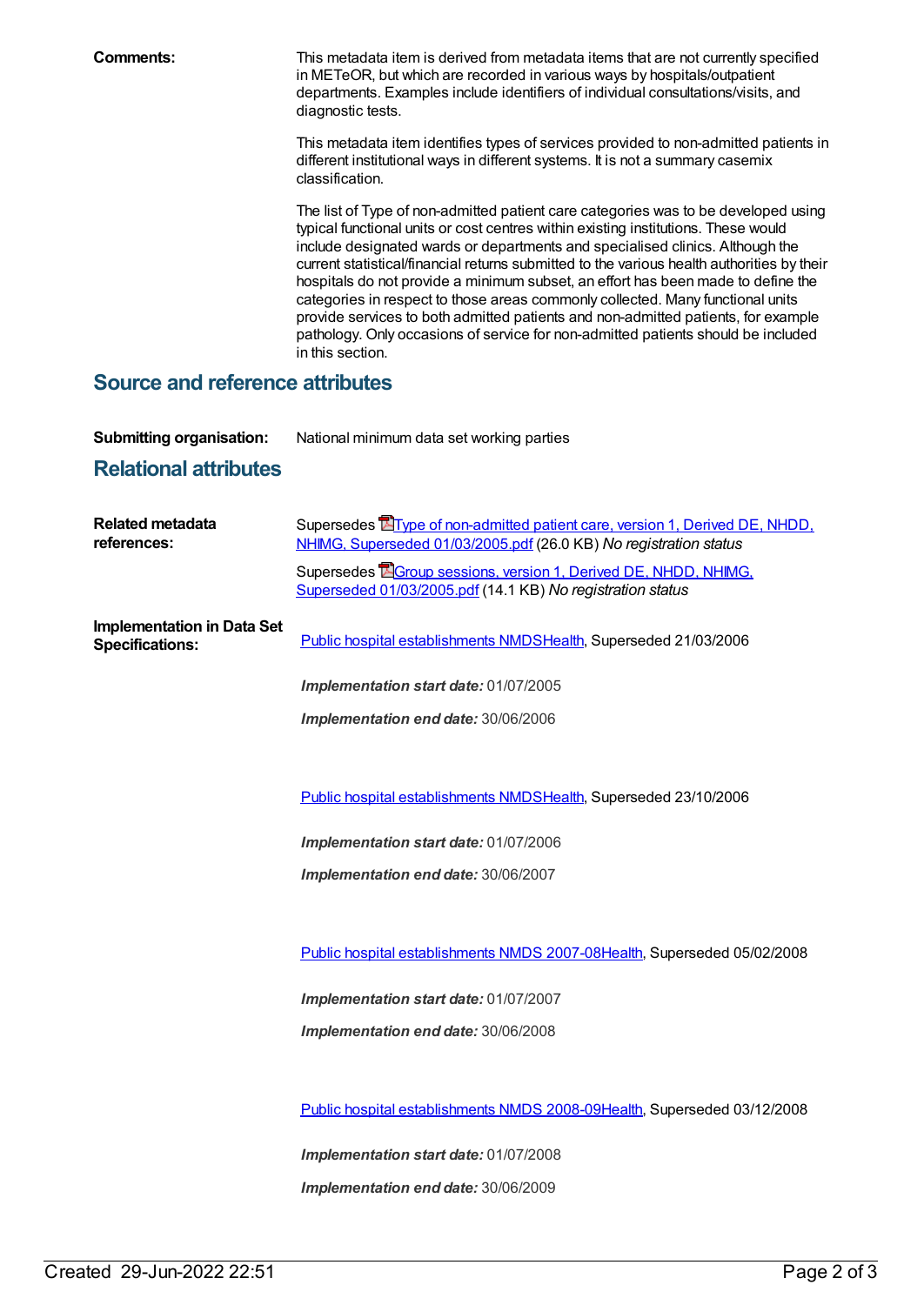**Comments:** This metadata item is derived from metadata items that are not currently specified in METeOR, but which are recorded in various ways by hospitals/outpatient departments. Examples include identifiers of individual consultations/visits, and diagnostic tests.

This metadata item identifies types of services provided to non-admitted patients in different institutional ways in different systems. It is not a summary casemix classification.

The list of Type of non-admitted patient care categories was to be developed using typical functional units or cost centres within existing institutions. These would include designated wards or departments and specialised clinics. Although the current statistical/financial returns submitted to the various health authorities by their hospitals do not provide a minimum subset, an effort has been made to define the categories in respect to those areas commonly collected. Many functional units provide services to both admitted patients and non-admitted patients, for example pathology. Only occasions of service for non-admitted patients should be included in this section.

## Source and reference attributes

**Submitting organisation:** National minimum data set working parties

## Relational attributes

**Related metadata references:**

Supersedes Type of non-admitted patient care, version 1, Derived DE, NHDD, NHIMG, Superseded 01/03/2005.pdf (26.0 KB) *No registration status*

Supersedes Group sessions, version 1, Derived DE, NHDD, NHIMG, Superseded 01/03/2005.pdf (14.1 KB) *No registration status*

**Implementation in Data Set Specifications:**

Public hospital establishments NMDSHealth, Superseded 21/03/2006

***Implementation start date:*** 01/07/2005

***Implementation end date:*** 30/06/2006

Public hospital establishments NMDSHealth, Superseded 23/10/2006

***Implementation start date:*** 01/07/2006

***Implementation end date:*** 30/06/2007

Public hospital establishments NMDS 2007-08Health, Superseded 05/02/2008

***Implementation start date:*** 01/07/2007

***Implementation end date:*** 30/06/2008

Public hospital establishments NMDS 2008-09Health, Superseded 03/12/2008

***Implementation start date:*** 01/07/2008

***Implementation end date:*** 30/06/2009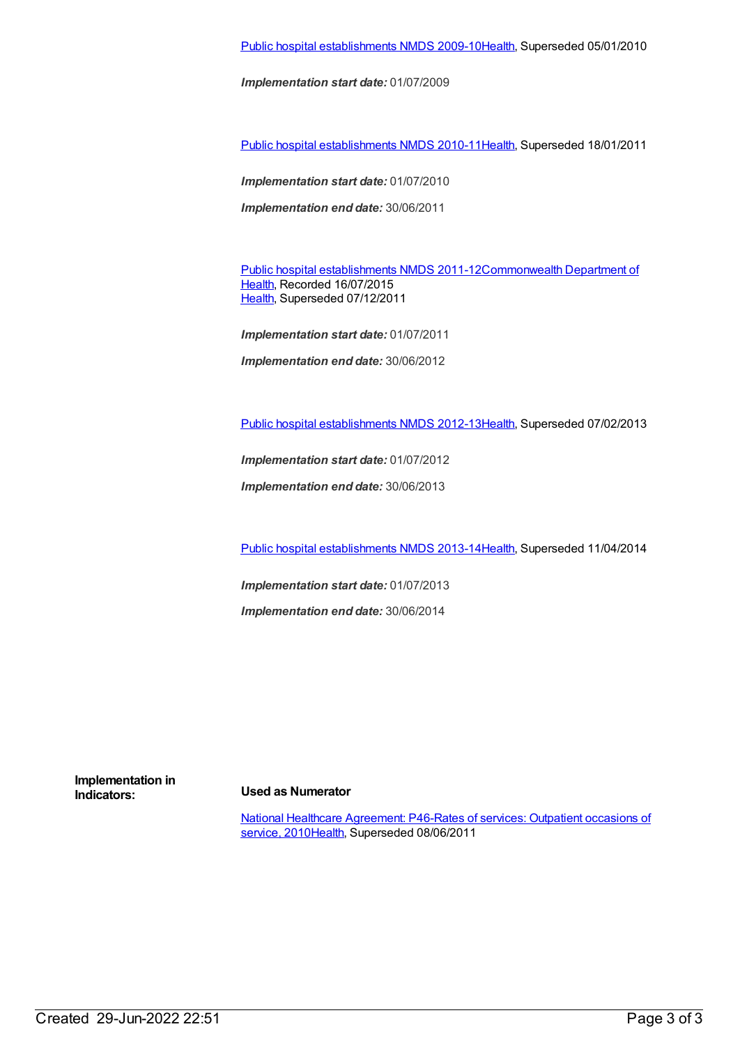Public hospital establishments NMDS 2009-10Health, Superseded 05/01/2010

***Implementation start date:*** 01/07/2009

Public hospital establishments NMDS 2010-11Health, Superseded 18/01/2011

***Implementation start date:*** 01/07/2010

***Implementation end date:*** 30/06/2011

Public hospital establishments NMDS 2011-12Commonwealth Department of Health, Recorded 16/07/2015
Health, Superseded 07/12/2011

***Implementation start date:*** 01/07/2011

***Implementation end date:*** 30/06/2012

Public hospital establishments NMDS 2012-13Health, Superseded 07/02/2013

***Implementation start date:*** 01/07/2012

***Implementation end date:*** 30/06/2013

Public hospital establishments NMDS 2013-14Health, Superseded 11/04/2014

***Implementation start date:*** 01/07/2013

***Implementation end date:*** 30/06/2014

**Implementation in Indicators:**

**Used as Numerator**

National Healthcare Agreement: P46-Rates of services: Outpatient occasions of service, 2010Health, Superseded 08/06/2011